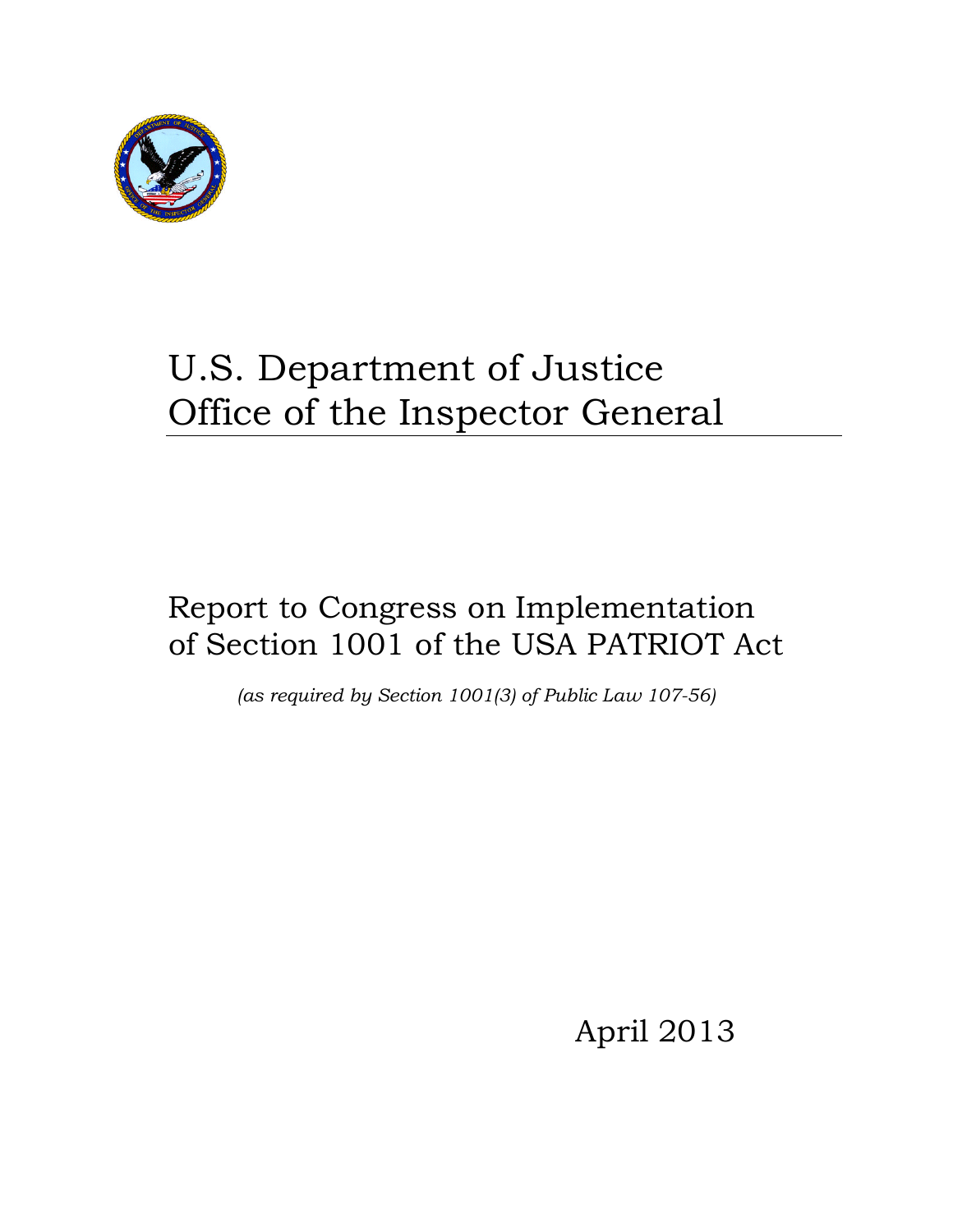# U.S. Department of Justice
# Office of the Inspector General

## Report to Congress on Implementation of Section 1001 of the USA PATRIOT Act

*(as required by Section 1001(3) of Public Law 107-56)*

April 2013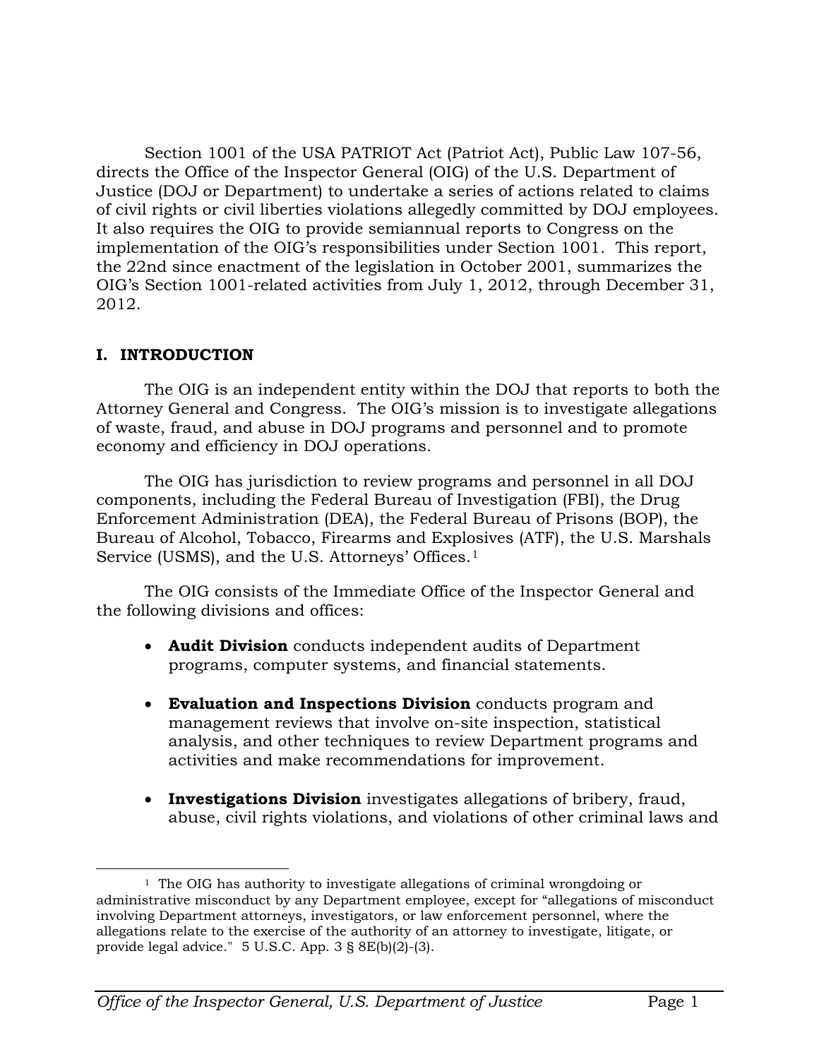Section 1001 of the USA PATRIOT Act (Patriot Act), Public Law 107-56, directs the Office of the Inspector General (OIG) of the U.S. Department of Justice (DOJ or Department) to undertake a series of actions related to claims of civil rights or civil liberties violations allegedly committed by DOJ employees. It also requires the OIG to provide semiannual reports to Congress on the implementation of the OIG's responsibilities under Section 1001. This report, the 22nd since enactment of the legislation in October 2001, summarizes the OIG's Section 1001-related activities from July 1, 2012, through December 31, 2012.

## I. INTRODUCTION

The OIG is an independent entity within the DOJ that reports to both the Attorney General and Congress. The OIG's mission is to investigate allegations of waste, fraud, and abuse in DOJ programs and personnel and to promote economy and efficiency in DOJ operations.

The OIG has jurisdiction to review programs and personnel in all DOJ components, including the Federal Bureau of Investigation (FBI), the Drug Enforcement Administration (DEA), the Federal Bureau of Prisons (BOP), the Bureau of Alcohol, Tobacco, Firearms and Explosives (ATF), the U.S. Marshals Service (USMS), and the U.S. Attorneys' Offices.[1]

The OIG consists of the Immediate Office of the Inspector General and the following divisions and offices:

- **Audit Division** conducts independent audits of Department programs, computer systems, and financial statements.
- **Evaluation and Inspections Division** conducts program and management reviews that involve on-site inspection, statistical analysis, and other techniques to review Department programs and activities and make recommendations for improvement.
- **Investigations Division** investigates allegations of bribery, fraud, abuse, civil rights violations, and violations of other criminal laws and

[1] The OIG has authority to investigate allegations of criminal wrongdoing or administrative misconduct by any Department employee, except for "allegations of misconduct involving Department attorneys, investigators, or law enforcement personnel, where the allegations relate to the exercise of the authority of an attorney to investigate, litigate, or provide legal advice." 5 U.S.C. App. 3 § 8E(b)(2)-(3).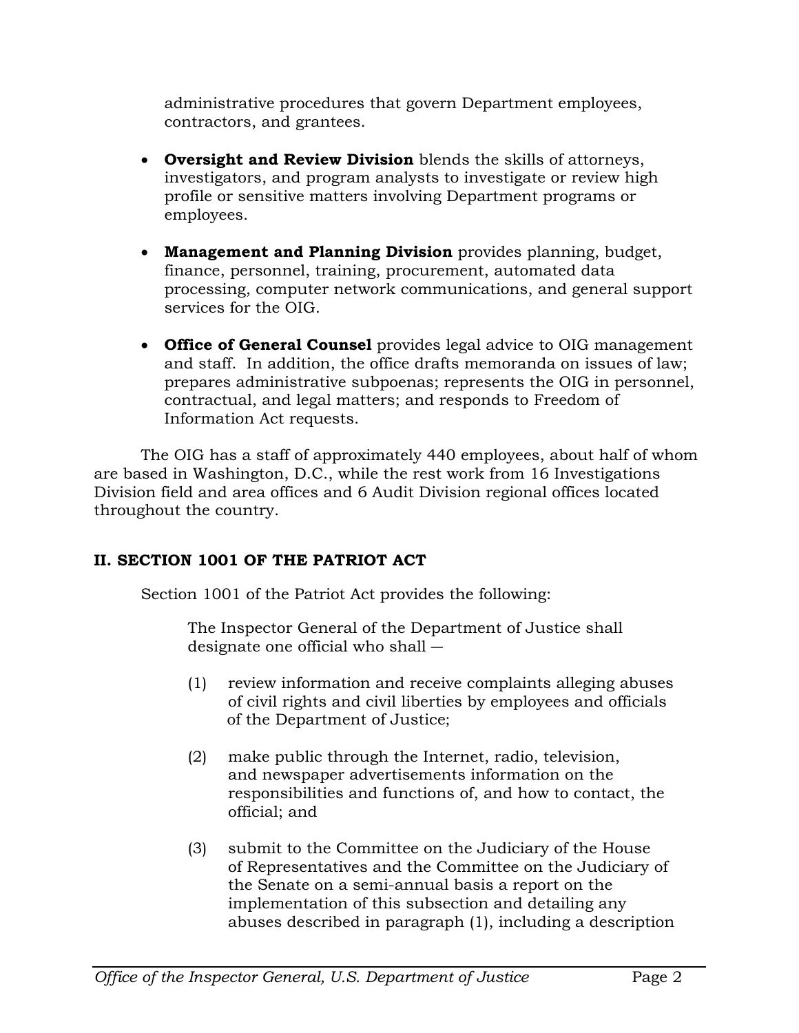administrative procedures that govern Department employees, contractors, and grantees.

- **Oversight and Review Division** blends the skills of attorneys, investigators, and program analysts to investigate or review high profile or sensitive matters involving Department programs or employees.

- **Management and Planning Division** provides planning, budget, finance, personnel, training, procurement, automated data processing, computer network communications, and general support services for the OIG.

- **Office of General Counsel** provides legal advice to OIG management and staff. In addition, the office drafts memoranda on issues of law; prepares administrative subpoenas; represents the OIG in personnel, contractual, and legal matters; and responds to Freedom of Information Act requests.

The OIG has a staff of approximately 440 employees, about half of whom are based in Washington, D.C., while the rest work from 16 Investigations Division field and area offices and 6 Audit Division regional offices located throughout the country.

## II. SECTION 1001 OF THE PATRIOT ACT

Section 1001 of the Patriot Act provides the following:

> The Inspector General of the Department of Justice shall designate one official who shall —
>
> (1) review information and receive complaints alleging abuses of civil rights and civil liberties by employees and officials of the Department of Justice;
>
> (2) make public through the Internet, radio, television, and newspaper advertisements information on the responsibilities and functions of, and how to contact, the official; and
>
> (3) submit to the Committee on the Judiciary of the House of Representatives and the Committee on the Judiciary of the Senate on a semi-annual basis a report on the implementation of this subsection and detailing any abuses described in paragraph (1), including a description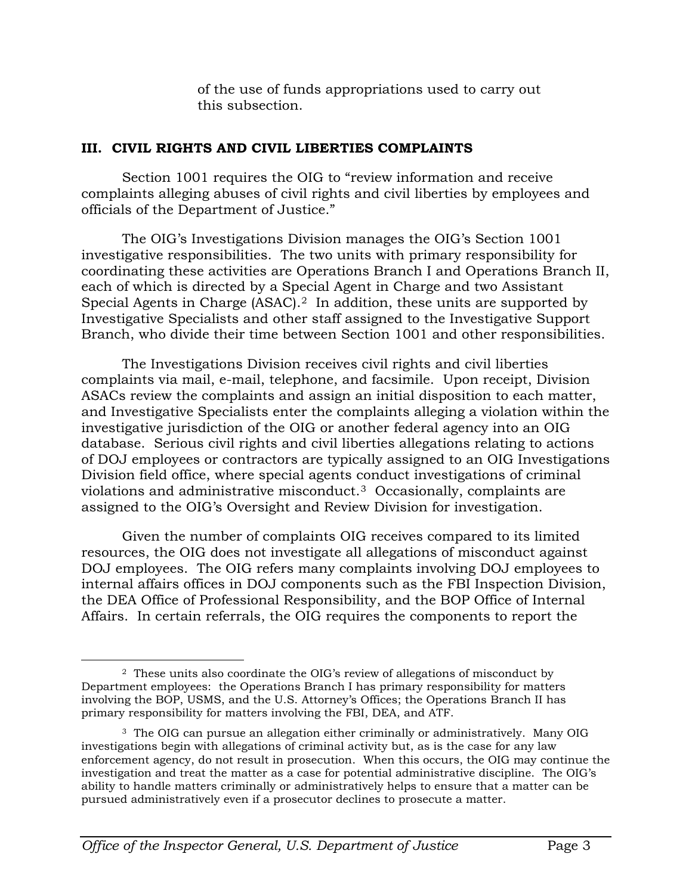of the use of funds appropriations used to carry out this subsection.

## III. CIVIL RIGHTS AND CIVIL LIBERTIES COMPLAINTS

Section 1001 requires the OIG to "review information and receive complaints alleging abuses of civil rights and civil liberties by employees and officials of the Department of Justice."

The OIG's Investigations Division manages the OIG's Section 1001 investigative responsibilities. The two units with primary responsibility for coordinating these activities are Operations Branch I and Operations Branch II, each of which is directed by a Special Agent in Charge and two Assistant Special Agents in Charge (ASAC).[2] In addition, these units are supported by Investigative Specialists and other staff assigned to the Investigative Support Branch, who divide their time between Section 1001 and other responsibilities.

The Investigations Division receives civil rights and civil liberties complaints via mail, e-mail, telephone, and facsimile. Upon receipt, Division ASACs review the complaints and assign an initial disposition to each matter, and Investigative Specialists enter the complaints alleging a violation within the investigative jurisdiction of the OIG or another federal agency into an OIG database. Serious civil rights and civil liberties allegations relating to actions of DOJ employees or contractors are typically assigned to an OIG Investigations Division field office, where special agents conduct investigations of criminal violations and administrative misconduct.[3] Occasionally, complaints are assigned to the OIG's Oversight and Review Division for investigation.

Given the number of complaints OIG receives compared to its limited resources, the OIG does not investigate all allegations of misconduct against DOJ employees. The OIG refers many complaints involving DOJ employees to internal affairs offices in DOJ components such as the FBI Inspection Division, the DEA Office of Professional Responsibility, and the BOP Office of Internal Affairs. In certain referrals, the OIG requires the components to report the

---

[2] These units also coordinate the OIG's review of allegations of misconduct by Department employees: the Operations Branch I has primary responsibility for matters involving the BOP, USMS, and the U.S. Attorney's Offices; the Operations Branch II has primary responsibility for matters involving the FBI, DEA, and ATF.

[3] The OIG can pursue an allegation either criminally or administratively. Many OIG investigations begin with allegations of criminal activity but, as is the case for any law enforcement agency, do not result in prosecution. When this occurs, the OIG may continue the investigation and treat the matter as a case for potential administrative discipline. The OIG's ability to handle matters criminally or administratively helps to ensure that a matter can be pursued administratively even if a prosecutor declines to prosecute a matter.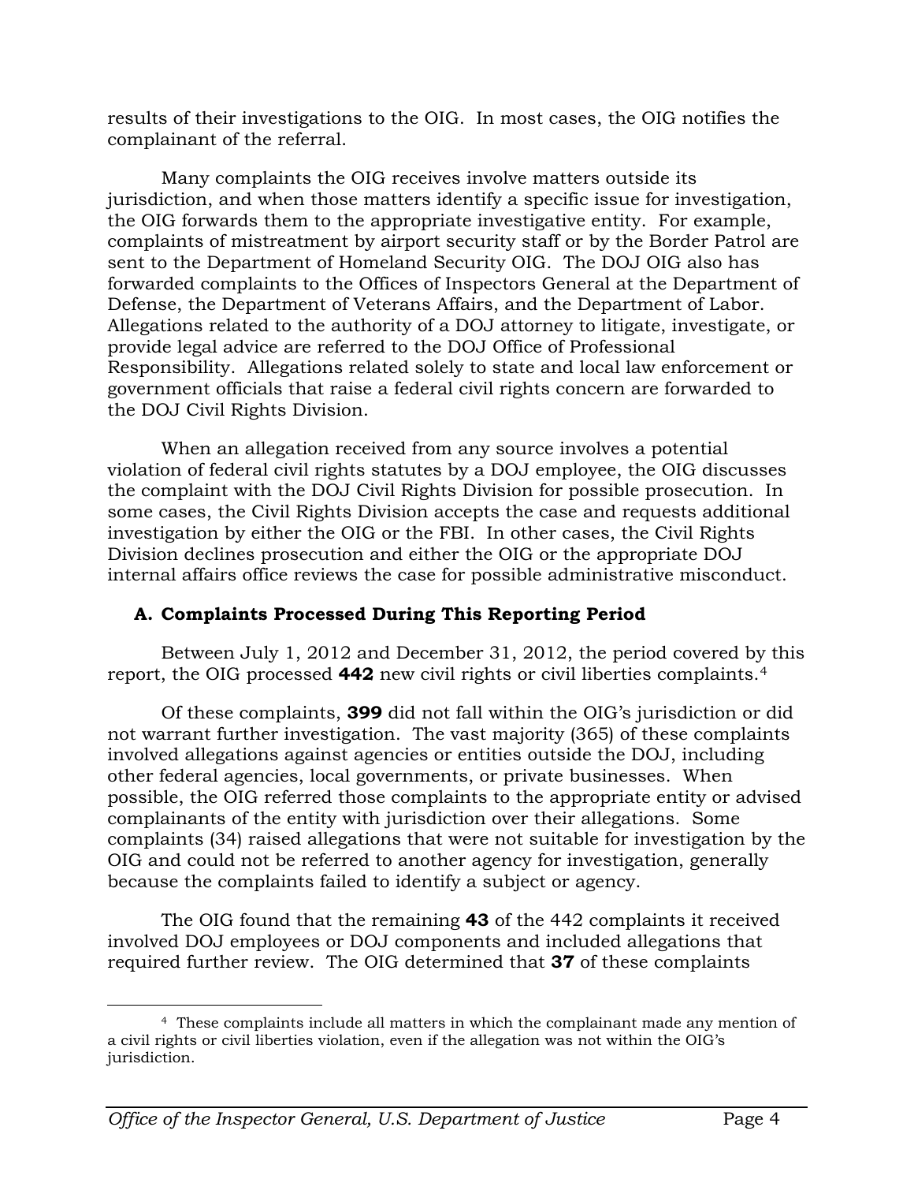results of their investigations to the OIG. In most cases, the OIG notifies the complainant of the referral.

Many complaints the OIG receives involve matters outside its jurisdiction, and when those matters identify a specific issue for investigation, the OIG forwards them to the appropriate investigative entity. For example, complaints of mistreatment by airport security staff or by the Border Patrol are sent to the Department of Homeland Security OIG. The DOJ OIG also has forwarded complaints to the Offices of Inspectors General at the Department of Defense, the Department of Veterans Affairs, and the Department of Labor. Allegations related to the authority of a DOJ attorney to litigate, investigate, or provide legal advice are referred to the DOJ Office of Professional Responsibility. Allegations related solely to state and local law enforcement or government officials that raise a federal civil rights concern are forwarded to the DOJ Civil Rights Division.

When an allegation received from any source involves a potential violation of federal civil rights statutes by a DOJ employee, the OIG discusses the complaint with the DOJ Civil Rights Division for possible prosecution. In some cases, the Civil Rights Division accepts the case and requests additional investigation by either the OIG or the FBI. In other cases, the Civil Rights Division declines prosecution and either the OIG or the appropriate DOJ internal affairs office reviews the case for possible administrative misconduct.

## A. Complaints Processed During This Reporting Period

Between July 1, 2012 and December 31, 2012, the period covered by this report, the OIG processed **442** new civil rights or civil liberties complaints.[4]

Of these complaints, **399** did not fall within the OIG's jurisdiction or did not warrant further investigation. The vast majority (365) of these complaints involved allegations against agencies or entities outside the DOJ, including other federal agencies, local governments, or private businesses. When possible, the OIG referred those complaints to the appropriate entity or advised complainants of the entity with jurisdiction over their allegations. Some complaints (34) raised allegations that were not suitable for investigation by the OIG and could not be referred to another agency for investigation, generally because the complaints failed to identify a subject or agency.

The OIG found that the remaining **43** of the 442 complaints it received involved DOJ employees or DOJ components and included allegations that required further review. The OIG determined that **37** of these complaints

[4] These complaints include all matters in which the complainant made any mention of a civil rights or civil liberties violation, even if the allegation was not within the OIG's jurisdiction.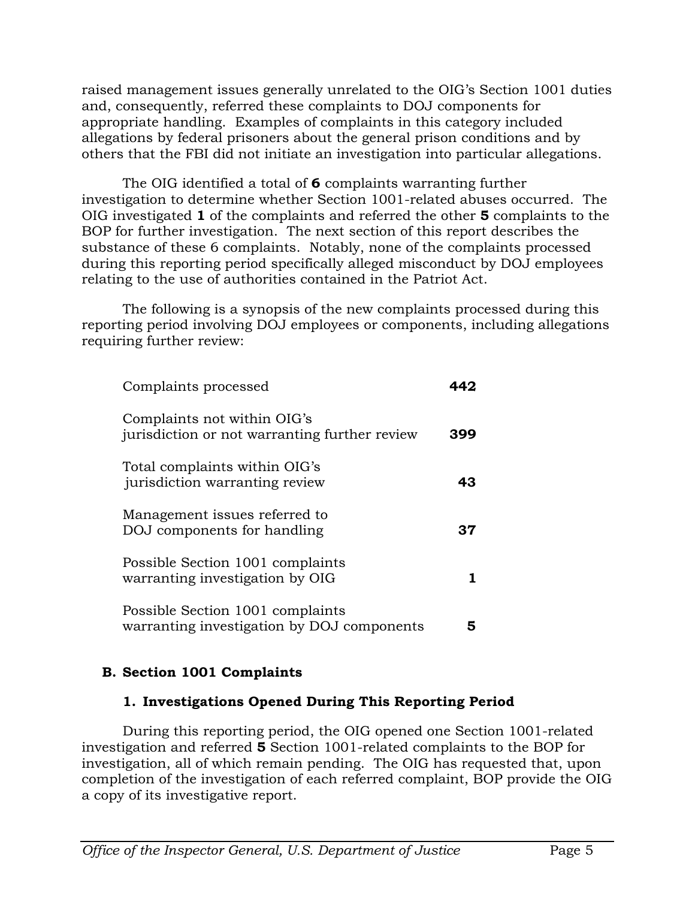raised management issues generally unrelated to the OIG's Section 1001 duties and, consequently, referred these complaints to DOJ components for appropriate handling. Examples of complaints in this category included allegations by federal prisoners about the general prison conditions and by others that the FBI did not initiate an investigation into particular allegations.

The OIG identified a total of **6** complaints warranting further investigation to determine whether Section 1001-related abuses occurred. The OIG investigated **1** of the complaints and referred the other **5** complaints to the BOP for further investigation. The next section of this report describes the substance of these 6 complaints. Notably, none of the complaints processed during this reporting period specifically alleged misconduct by DOJ employees relating to the use of authorities contained in the Patriot Act.

The following is a synopsis of the new complaints processed during this reporting period involving DOJ employees or components, including allegations requiring further review:

| | |
|---|---|
| Complaints processed | **442** |
| Complaints not within OIG's jurisdiction or not warranting further review | **399** |
| Total complaints within OIG's jurisdiction warranting review | **43** |
| Management issues referred to DOJ components for handling | **37** |
| Possible Section 1001 complaints warranting investigation by OIG | **1** |
| Possible Section 1001 complaints warranting investigation by DOJ components | **5** |

## B. Section 1001 Complaints

### 1. Investigations Opened During This Reporting Period

During this reporting period, the OIG opened one Section 1001-related investigation and referred **5** Section 1001-related complaints to the BOP for investigation, all of which remain pending. The OIG has requested that, upon completion of the investigation of each referred complaint, BOP provide the OIG a copy of its investigative report.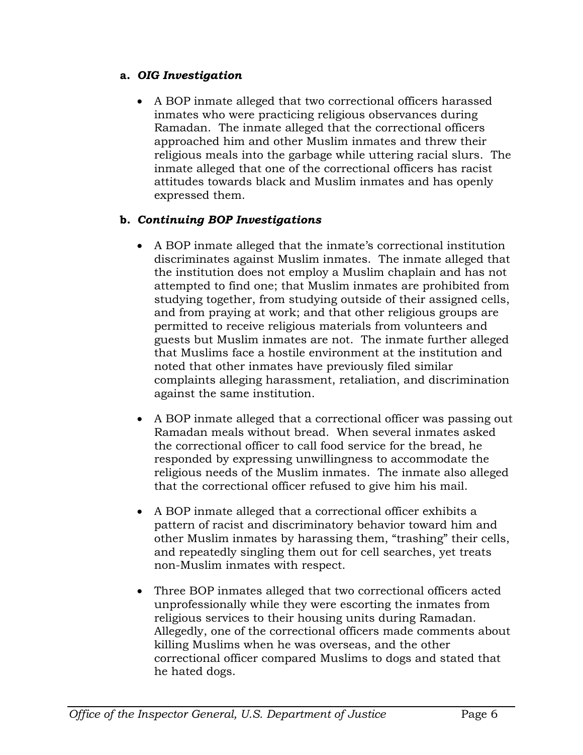**a. *OIG Investigation***

- A BOP inmate alleged that two correctional officers harassed inmates who were practicing religious observances during Ramadan. The inmate alleged that the correctional officers approached him and other Muslim inmates and threw their religious meals into the garbage while uttering racial slurs. The inmate alleged that one of the correctional officers has racist attitudes towards black and Muslim inmates and has openly expressed them.

**b. *Continuing BOP Investigations***

- A BOP inmate alleged that the inmate's correctional institution discriminates against Muslim inmates. The inmate alleged that the institution does not employ a Muslim chaplain and has not attempted to find one; that Muslim inmates are prohibited from studying together, from studying outside of their assigned cells, and from praying at work; and that other religious groups are permitted to receive religious materials from volunteers and guests but Muslim inmates are not. The inmate further alleged that Muslims face a hostile environment at the institution and noted that other inmates have previously filed similar complaints alleging harassment, retaliation, and discrimination against the same institution.

- A BOP inmate alleged that a correctional officer was passing out Ramadan meals without bread. When several inmates asked the correctional officer to call food service for the bread, he responded by expressing unwillingness to accommodate the religious needs of the Muslim inmates. The inmate also alleged that the correctional officer refused to give him his mail.

- A BOP inmate alleged that a correctional officer exhibits a pattern of racist and discriminatory behavior toward him and other Muslim inmates by harassing them, "trashing" their cells, and repeatedly singling them out for cell searches, yet treats non-Muslim inmates with respect.

- Three BOP inmates alleged that two correctional officers acted unprofessionally while they were escorting the inmates from religious services to their housing units during Ramadan. Allegedly, one of the correctional officers made comments about killing Muslims when he was overseas, and the other correctional officer compared Muslims to dogs and stated that he hated dogs.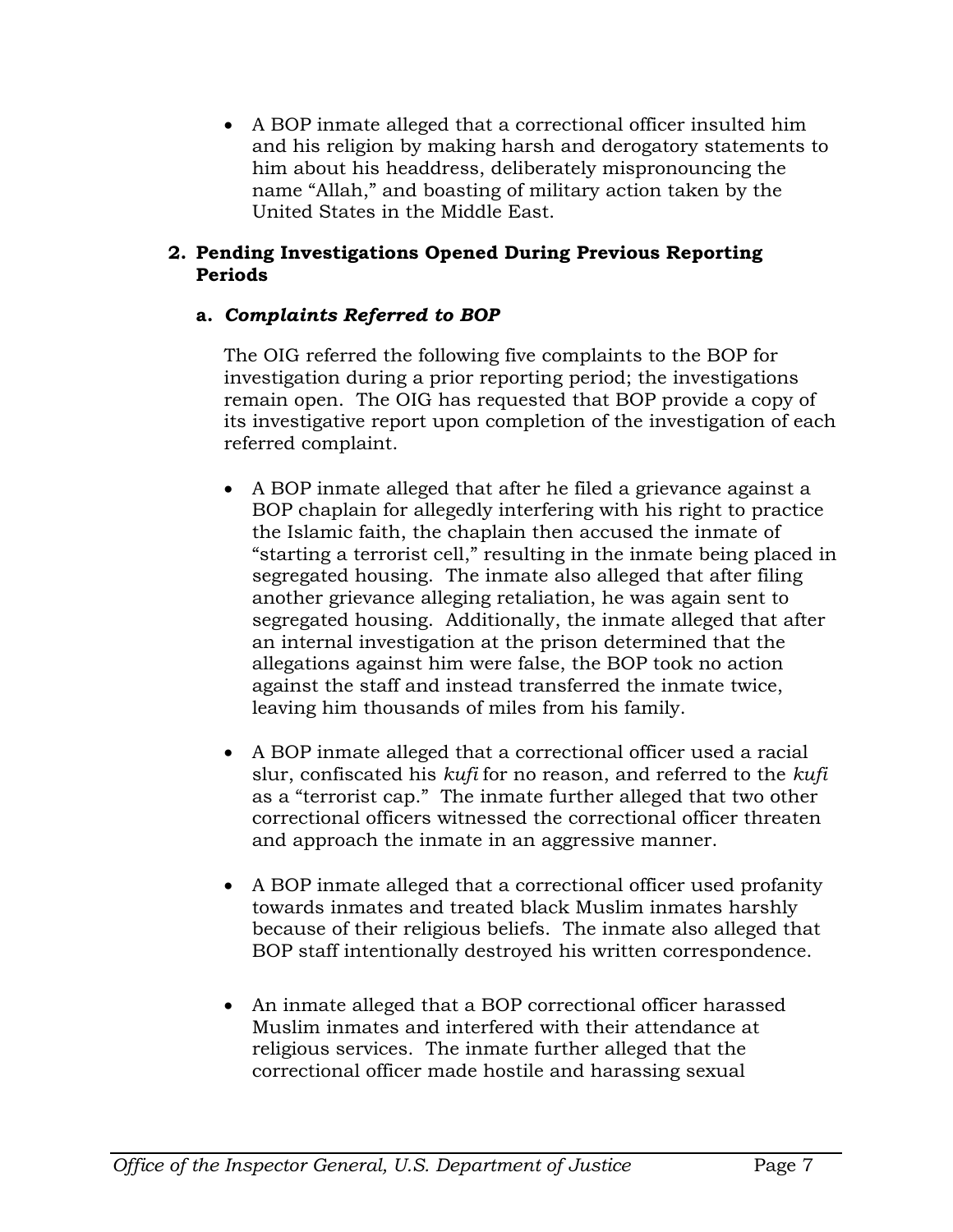- A BOP inmate alleged that a correctional officer insulted him and his religion by making harsh and derogatory statements to him about his headdress, deliberately mispronouncing the name "Allah," and boasting of military action taken by the United States in the Middle East.

### 2. Pending Investigations Opened During Previous Reporting Periods

#### a. *Complaints Referred to BOP*

The OIG referred the following five complaints to the BOP for investigation during a prior reporting period; the investigations remain open. The OIG has requested that BOP provide a copy of its investigative report upon completion of the investigation of each referred complaint.

- A BOP inmate alleged that after he filed a grievance against a BOP chaplain for allegedly interfering with his right to practice the Islamic faith, the chaplain then accused the inmate of "starting a terrorist cell," resulting in the inmate being placed in segregated housing. The inmate also alleged that after filing another grievance alleging retaliation, he was again sent to segregated housing. Additionally, the inmate alleged that after an internal investigation at the prison determined that the allegations against him were false, the BOP took no action against the staff and instead transferred the inmate twice, leaving him thousands of miles from his family.

- A BOP inmate alleged that a correctional officer used a racial slur, confiscated his *kufi* for no reason, and referred to the *kufi* as a "terrorist cap." The inmate further alleged that two other correctional officers witnessed the correctional officer threaten and approach the inmate in an aggressive manner.

- A BOP inmate alleged that a correctional officer used profanity towards inmates and treated black Muslim inmates harshly because of their religious beliefs. The inmate also alleged that BOP staff intentionally destroyed his written correspondence.

- An inmate alleged that a BOP correctional officer harassed Muslim inmates and interfered with their attendance at religious services. The inmate further alleged that the correctional officer made hostile and harassing sexual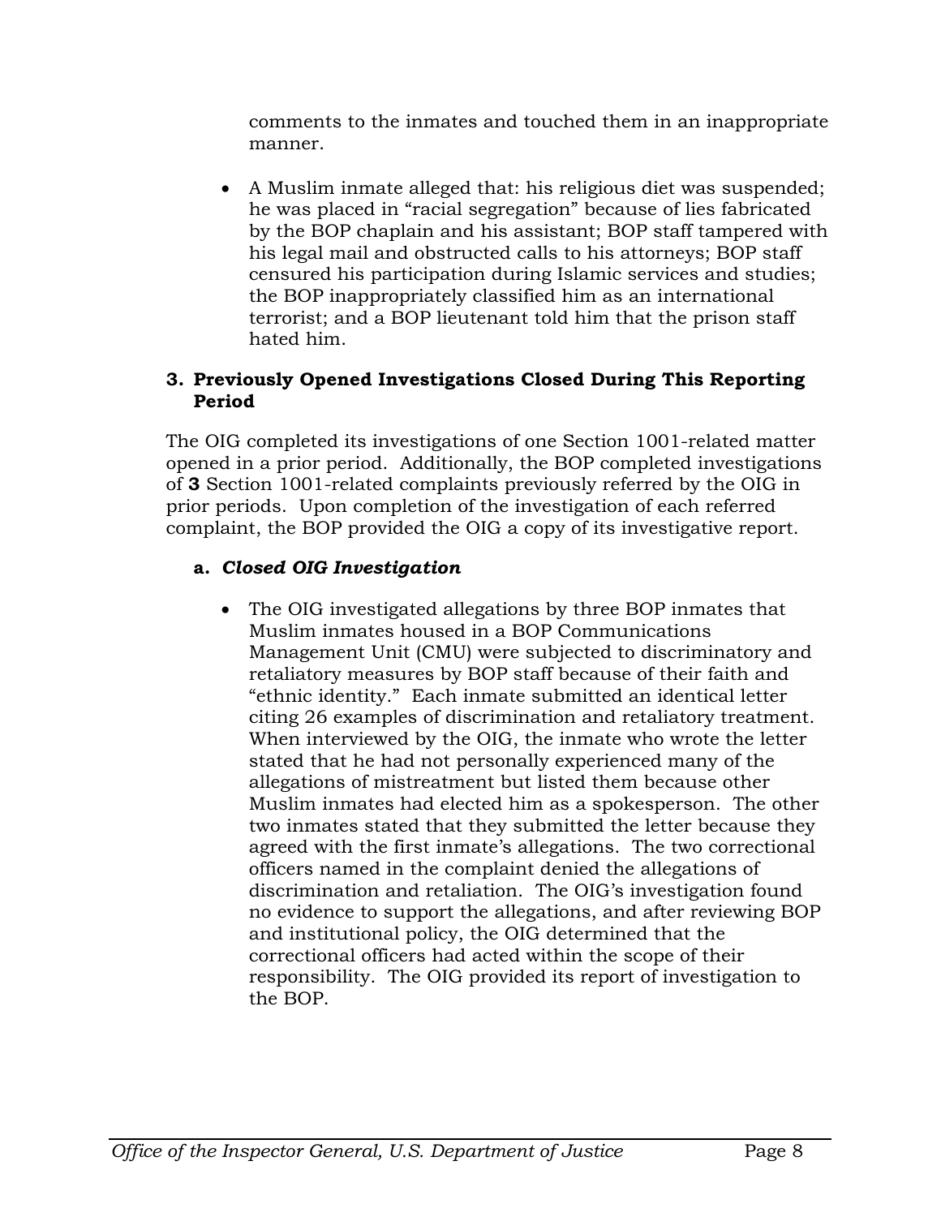comments to the inmates and touched them in an inappropriate manner.

- A Muslim inmate alleged that: his religious diet was suspended; he was placed in "racial segregation" because of lies fabricated by the BOP chaplain and his assistant; BOP staff tampered with his legal mail and obstructed calls to his attorneys; BOP staff censured his participation during Islamic services and studies; the BOP inappropriately classified him as an international terrorist; and a BOP lieutenant told him that the prison staff hated him.

### 3. Previously Opened Investigations Closed During This Reporting Period

The OIG completed its investigations of one Section 1001-related matter opened in a prior period. Additionally, the BOP completed investigations of **3** Section 1001-related complaints previously referred by the OIG in prior periods. Upon completion of the investigation of each referred complaint, the BOP provided the OIG a copy of its investigative report.

#### a. *Closed OIG Investigation*

- The OIG investigated allegations by three BOP inmates that Muslim inmates housed in a BOP Communications Management Unit (CMU) were subjected to discriminatory and retaliatory measures by BOP staff because of their faith and "ethnic identity." Each inmate submitted an identical letter citing 26 examples of discrimination and retaliatory treatment. When interviewed by the OIG, the inmate who wrote the letter stated that he had not personally experienced many of the allegations of mistreatment but listed them because other Muslim inmates had elected him as a spokesperson. The other two inmates stated that they submitted the letter because they agreed with the first inmate's allegations. The two correctional officers named in the complaint denied the allegations of discrimination and retaliation. The OIG's investigation found no evidence to support the allegations, and after reviewing BOP and institutional policy, the OIG determined that the correctional officers had acted within the scope of their responsibility. The OIG provided its report of investigation to the BOP.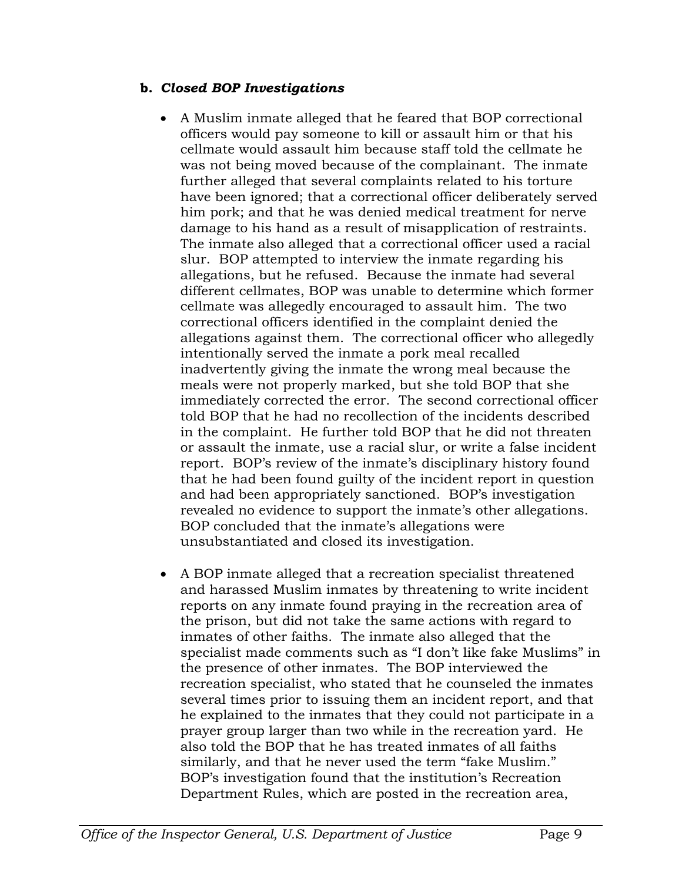#### b. *Closed BOP Investigations*

- A Muslim inmate alleged that he feared that BOP correctional officers would pay someone to kill or assault him or that his cellmate would assault him because staff told the cellmate he was not being moved because of the complainant. The inmate further alleged that several complaints related to his torture have been ignored; that a correctional officer deliberately served him pork; and that he was denied medical treatment for nerve damage to his hand as a result of misapplication of restraints. The inmate also alleged that a correctional officer used a racial slur. BOP attempted to interview the inmate regarding his allegations, but he refused. Because the inmate had several different cellmates, BOP was unable to determine which former cellmate was allegedly encouraged to assault him. The two correctional officers identified in the complaint denied the allegations against them. The correctional officer who allegedly intentionally served the inmate a pork meal recalled inadvertently giving the inmate the wrong meal because the meals were not properly marked, but she told BOP that she immediately corrected the error. The second correctional officer told BOP that he had no recollection of the incidents described in the complaint. He further told BOP that he did not threaten or assault the inmate, use a racial slur, or write a false incident report. BOP's review of the inmate's disciplinary history found that he had been found guilty of the incident report in question and had been appropriately sanctioned. BOP's investigation revealed no evidence to support the inmate's other allegations. BOP concluded that the inmate's allegations were unsubstantiated and closed its investigation.

- A BOP inmate alleged that a recreation specialist threatened and harassed Muslim inmates by threatening to write incident reports on any inmate found praying in the recreation area of the prison, but did not take the same actions with regard to inmates of other faiths. The inmate also alleged that the specialist made comments such as "I don't like fake Muslims" in the presence of other inmates. The BOP interviewed the recreation specialist, who stated that he counseled the inmates several times prior to issuing them an incident report, and that he explained to the inmates that they could not participate in a prayer group larger than two while in the recreation yard. He also told the BOP that he has treated inmates of all faiths similarly, and that he never used the term "fake Muslim." BOP's investigation found that the institution's Recreation Department Rules, which are posted in the recreation area,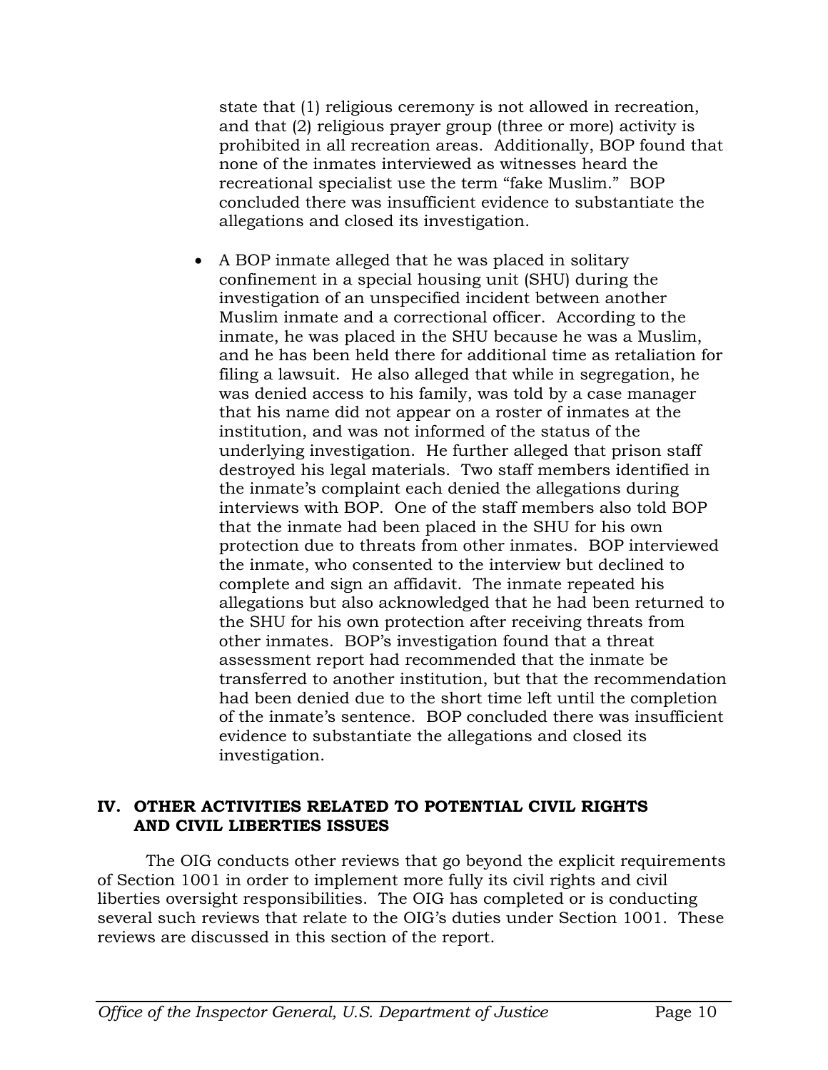state that (1) religious ceremony is not allowed in recreation, and that (2) religious prayer group (three or more) activity is prohibited in all recreation areas. Additionally, BOP found that none of the inmates interviewed as witnesses heard the recreational specialist use the term "fake Muslim." BOP concluded there was insufficient evidence to substantiate the allegations and closed its investigation.

- A BOP inmate alleged that he was placed in solitary confinement in a special housing unit (SHU) during the investigation of an unspecified incident between another Muslim inmate and a correctional officer. According to the inmate, he was placed in the SHU because he was a Muslim, and he has been held there for additional time as retaliation for filing a lawsuit. He also alleged that while in segregation, he was denied access to his family, was told by a case manager that his name did not appear on a roster of inmates at the institution, and was not informed of the status of the underlying investigation. He further alleged that prison staff destroyed his legal materials. Two staff members identified in the inmate's complaint each denied the allegations during interviews with BOP. One of the staff members also told BOP that the inmate had been placed in the SHU for his own protection due to threats from other inmates. BOP interviewed the inmate, who consented to the interview but declined to complete and sign an affidavit. The inmate repeated his allegations but also acknowledged that he had been returned to the SHU for his own protection after receiving threats from other inmates. BOP's investigation found that a threat assessment report had recommended that the inmate be transferred to another institution, but that the recommendation had been denied due to the short time left until the completion of the inmate's sentence. BOP concluded there was insufficient evidence to substantiate the allegations and closed its investigation.

## IV. OTHER ACTIVITIES RELATED TO POTENTIAL CIVIL RIGHTS AND CIVIL LIBERTIES ISSUES

The OIG conducts other reviews that go beyond the explicit requirements of Section 1001 in order to implement more fully its civil rights and civil liberties oversight responsibilities. The OIG has completed or is conducting several such reviews that relate to the OIG's duties under Section 1001. These reviews are discussed in this section of the report.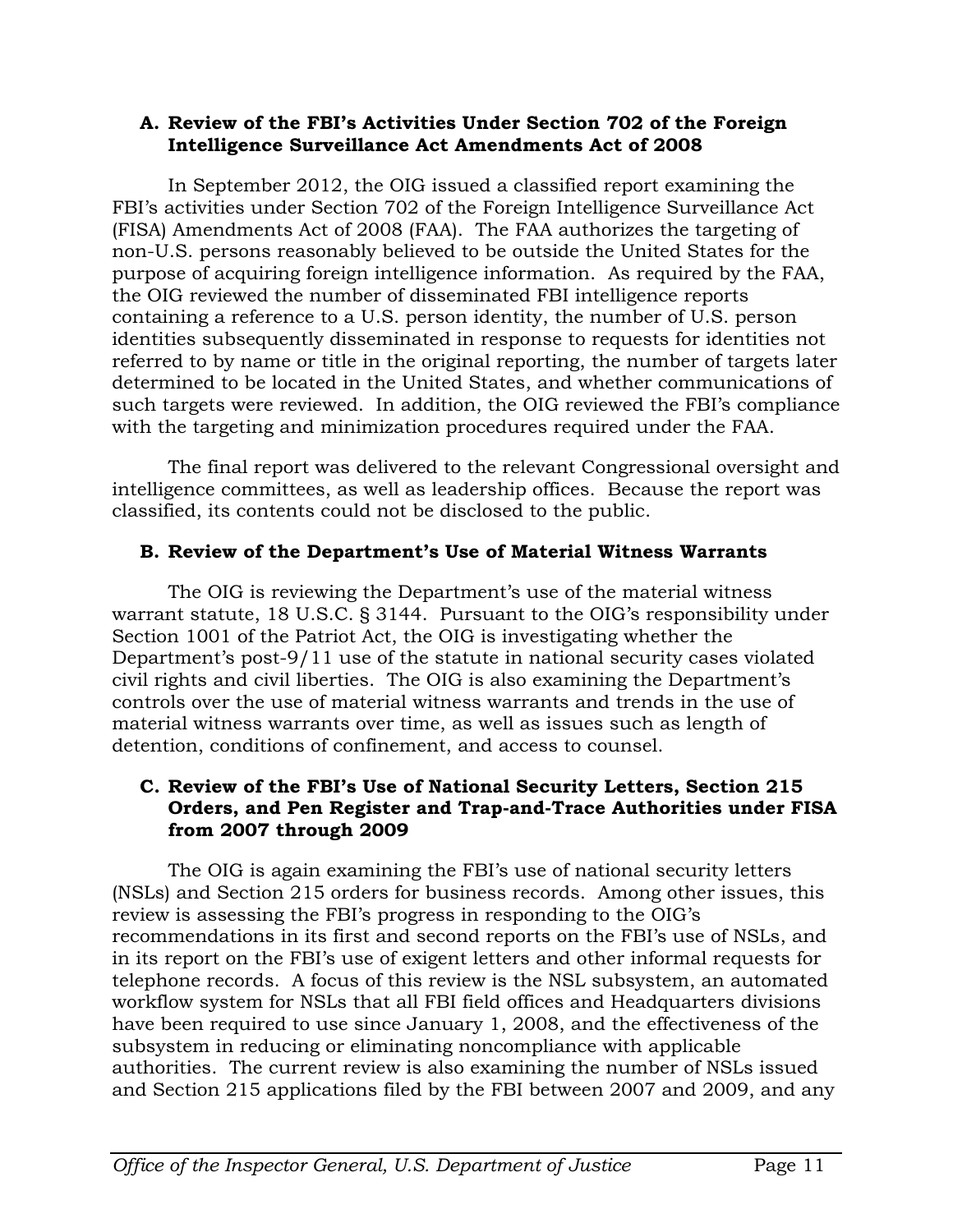### A. Review of the FBI's Activities Under Section 702 of the Foreign Intelligence Surveillance Act Amendments Act of 2008

In September 2012, the OIG issued a classified report examining the FBI's activities under Section 702 of the Foreign Intelligence Surveillance Act (FISA) Amendments Act of 2008 (FAA). The FAA authorizes the targeting of non-U.S. persons reasonably believed to be outside the United States for the purpose of acquiring foreign intelligence information. As required by the FAA, the OIG reviewed the number of disseminated FBI intelligence reports containing a reference to a U.S. person identity, the number of U.S. person identities subsequently disseminated in response to requests for identities not referred to by name or title in the original reporting, the number of targets later determined to be located in the United States, and whether communications of such targets were reviewed. In addition, the OIG reviewed the FBI's compliance with the targeting and minimization procedures required under the FAA.

The final report was delivered to the relevant Congressional oversight and intelligence committees, as well as leadership offices. Because the report was classified, its contents could not be disclosed to the public.

### B. Review of the Department's Use of Material Witness Warrants

The OIG is reviewing the Department's use of the material witness warrant statute, 18 U.S.C. § 3144. Pursuant to the OIG's responsibility under Section 1001 of the Patriot Act, the OIG is investigating whether the Department's post-9/11 use of the statute in national security cases violated civil rights and civil liberties. The OIG is also examining the Department's controls over the use of material witness warrants and trends in the use of material witness warrants over time, as well as issues such as length of detention, conditions of confinement, and access to counsel.

### C. Review of the FBI's Use of National Security Letters, Section 215 Orders, and Pen Register and Trap-and-Trace Authorities under FISA from 2007 through 2009

The OIG is again examining the FBI's use of national security letters (NSLs) and Section 215 orders for business records. Among other issues, this review is assessing the FBI's progress in responding to the OIG's recommendations in its first and second reports on the FBI's use of NSLs, and in its report on the FBI's use of exigent letters and other informal requests for telephone records. A focus of this review is the NSL subsystem, an automated workflow system for NSLs that all FBI field offices and Headquarters divisions have been required to use since January 1, 2008, and the effectiveness of the subsystem in reducing or eliminating noncompliance with applicable authorities. The current review is also examining the number of NSLs issued and Section 215 applications filed by the FBI between 2007 and 2009, and any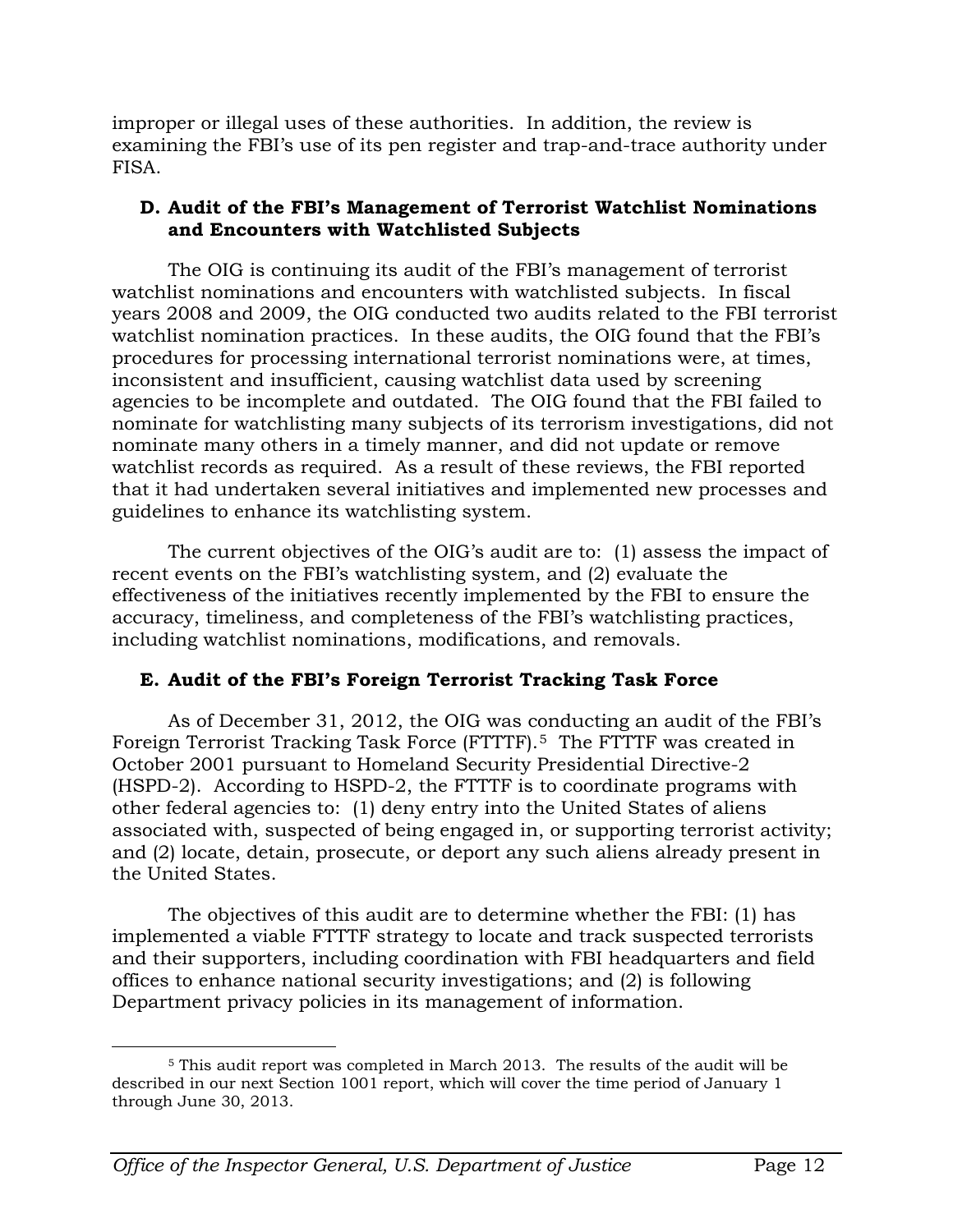improper or illegal uses of these authorities. In addition, the review is examining the FBI's use of its pen register and trap-and-trace authority under FISA.

### D. Audit of the FBI's Management of Terrorist Watchlist Nominations and Encounters with Watchlisted Subjects

The OIG is continuing its audit of the FBI's management of terrorist watchlist nominations and encounters with watchlisted subjects. In fiscal years 2008 and 2009, the OIG conducted two audits related to the FBI terrorist watchlist nomination practices. In these audits, the OIG found that the FBI's procedures for processing international terrorist nominations were, at times, inconsistent and insufficient, causing watchlist data used by screening agencies to be incomplete and outdated. The OIG found that the FBI failed to nominate for watchlisting many subjects of its terrorism investigations, did not nominate many others in a timely manner, and did not update or remove watchlist records as required. As a result of these reviews, the FBI reported that it had undertaken several initiatives and implemented new processes and guidelines to enhance its watchlisting system.

The current objectives of the OIG's audit are to: (1) assess the impact of recent events on the FBI's watchlisting system, and (2) evaluate the effectiveness of the initiatives recently implemented by the FBI to ensure the accuracy, timeliness, and completeness of the FBI's watchlisting practices, including watchlist nominations, modifications, and removals.

### E. Audit of the FBI's Foreign Terrorist Tracking Task Force

As of December 31, 2012, the OIG was conducting an audit of the FBI's Foreign Terrorist Tracking Task Force (FTTTF).[5] The FTTTF was created in October 2001 pursuant to Homeland Security Presidential Directive-2 (HSPD-2). According to HSPD-2, the FTTTF is to coordinate programs with other federal agencies to: (1) deny entry into the United States of aliens associated with, suspected of being engaged in, or supporting terrorist activity; and (2) locate, detain, prosecute, or deport any such aliens already present in the United States.

The objectives of this audit are to determine whether the FBI: (1) has implemented a viable FTTTF strategy to locate and track suspected terrorists and their supporters, including coordination with FBI headquarters and field offices to enhance national security investigations; and (2) is following Department privacy policies in its management of information.

---

[5] This audit report was completed in March 2013. The results of the audit will be described in our next Section 1001 report, which will cover the time period of January 1 through June 30, 2013.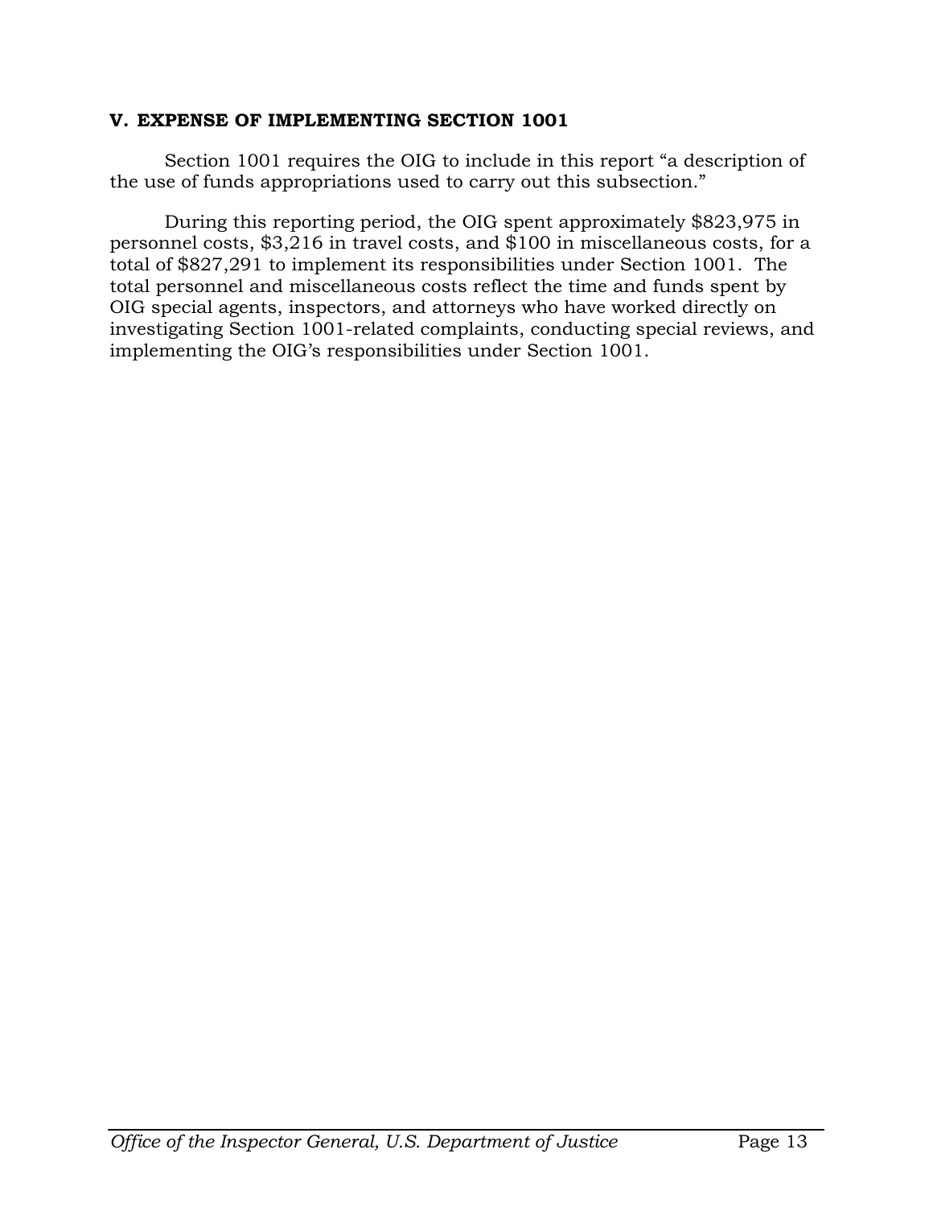## V. EXPENSE OF IMPLEMENTING SECTION 1001

Section 1001 requires the OIG to include in this report "a description of the use of funds appropriations used to carry out this subsection."

During this reporting period, the OIG spent approximately $823,975 in personnel costs, $3,216 in travel costs, and $100 in miscellaneous costs, for a total of $827,291 to implement its responsibilities under Section 1001. The total personnel and miscellaneous costs reflect the time and funds spent by OIG special agents, inspectors, and attorneys who have worked directly on investigating Section 1001-related complaints, conducting special reviews, and implementing the OIG's responsibilities under Section 1001.